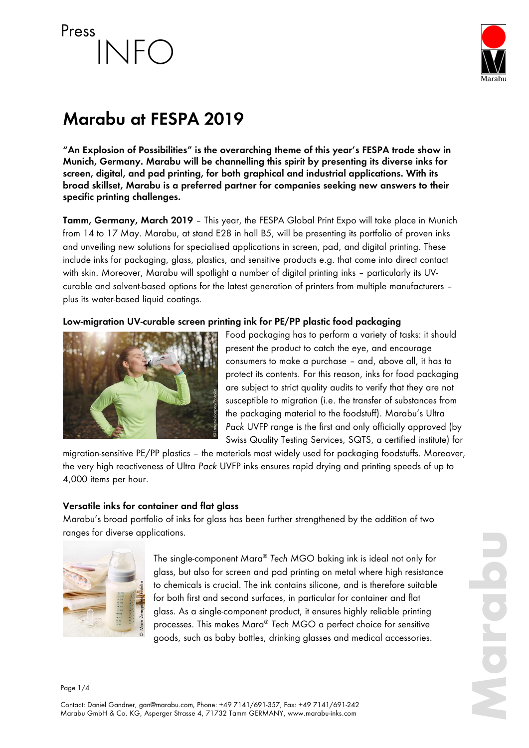Press INFO

# Marabu at FESPA 2019

**"An Explosion of Possibilities" is the overarching theme of this year's FESPA trade show in Munich, Germany. Marabu will be channelling this spirit by presenting its diverse inks for screen, digital, and pad printing, for both graphical and industrial applications. With its broad skillset, Marabu is a preferred partner for companies seeking new answers to their specific printing challenges.**

**Tamm, Germany, March 2019** – This year, the FESPA Global Print Expo will take place in Munich from 14 to 17 May. Marabu, at stand E28 in hall B5, will be presenting its portfolio of proven inks and unveiling new solutions for specialised applications in screen, pad, and digital printing. These include inks for packaging, glass, plastics, and sensitive products e.g. that come into direct contact with skin. Moreover, Marabu will spotlight a number of digital printing inks – particularly its UV-curable and solvent-based options for the latest generation of printers from multiple manufacturers – plus its water-based liquid coatings.

### Low-migration UV-curable screen printing ink for PE/PP plastic food packaging

Food packaging has to perform a variety of tasks: it should present the product to catch the eye, and encourage consumers to make a purchase – and, above all, it has to protect its contents. For this reason, inks for food packaging are subject to strict quality audits to verify that they are not susceptible to migration (i.e. the transfer of substances from the packaging material to the foodstuff). Marabu's Ultra *Pack* UVFP range is the first and only officially approved (by Swiss Quality Testing Services, SQTS, a certified institute) for migration-sensitive PE/PP plastics – the materials most widely used for packaging foodstuffs. Moreover, the very high reactiveness of Ultra *Pack* UVFP inks ensures rapid drying and printing speeds of up to 4,000 items per hour.

### Versatile inks for container and flat glass

Marabu's broad portfolio of inks for glass has been further strengthened by the addition of two ranges for diverse applications.

The single-component Mara® *Tech* MGO baking ink is ideal not only for glass, but also for screen and pad printing on metal where high resistance to chemicals is crucial. The ink contains silicone, and is therefore suitable for both first and second surfaces, in particular for container and flat glass. As a single-component product, it ensures highly reliable printing processes. This makes Mara® *Tech* MGO a perfect choice for sensitive goods, such as baby bottles, drinking glasses and medical accessories.

Contact: Daniel Gandner, gan@marabu.com, Phone: +49 7141/691-357, Fax: +49 7141/691-242
Marabu GmbH & Co. KG, Asperger Strasse 4, 71732 Tamm GERMANY, www.marabu-inks.com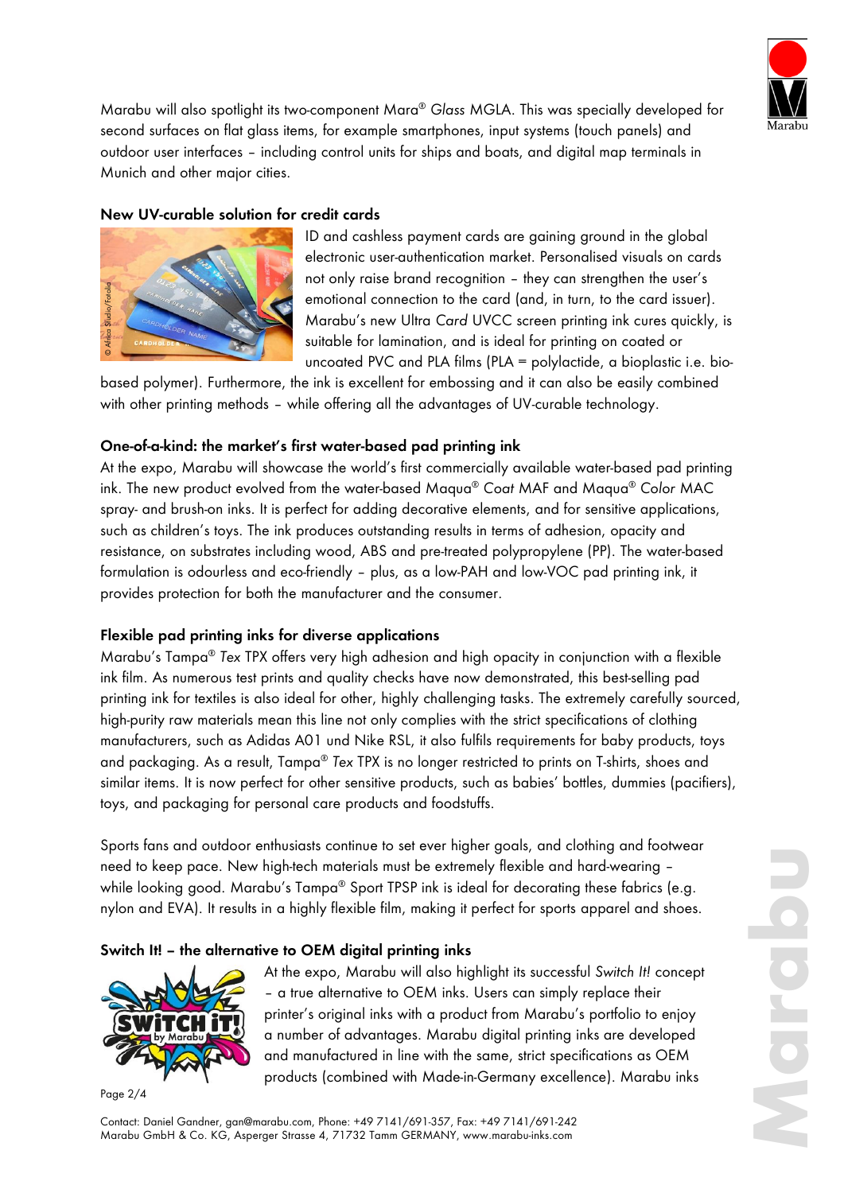Marabu will also spotlight its two-component Mara® *Glass* MGLA. This was specially developed for second surfaces on flat glass items, for example smartphones, input systems (touch panels) and outdoor user interfaces – including control units for ships and boats, and digital map terminals in Munich and other major cities.

### New UV-curable solution for credit cards

ID and cashless payment cards are gaining ground in the global electronic user-authentication market. Personalised visuals on cards not only raise brand recognition – they can strengthen the user's emotional connection to the card (and, in turn, to the card issuer). Marabu's new Ultra *Card* UVCC screen printing ink cures quickly, is suitable for lamination, and is ideal for printing on coated or uncoated PVC and PLA films (PLA = polylactide, a bioplastic i.e. bio-based polymer). Furthermore, the ink is excellent for embossing and it can also be easily combined with other printing methods – while offering all the advantages of UV-curable technology.

### One-of-a-kind: the market's first water-based pad printing ink

At the expo, Marabu will showcase the world's first commercially available water-based pad printing ink. The new product evolved from the water-based Maqua® *Coat* MAF and Maqua® *Color* MAC spray- and brush-on inks. It is perfect for adding decorative elements, and for sensitive applications, such as children's toys. The ink produces outstanding results in terms of adhesion, opacity and resistance, on substrates including wood, ABS and pre-treated polypropylene (PP). The water-based formulation is odourless and eco-friendly – plus, as a low-PAH and low-VOC pad printing ink, it provides protection for both the manufacturer and the consumer.

### Flexible pad printing inks for diverse applications

Marabu's Tampa® *Tex* TPX offers very high adhesion and high opacity in conjunction with a flexible ink film. As numerous test prints and quality checks have now demonstrated, this best-selling pad printing ink for textiles is also ideal for other, highly challenging tasks. The extremely carefully sourced, high-purity raw materials mean this line not only complies with the strict specifications of clothing manufacturers, such as Adidas A01 und Nike RSL, it also fulfils requirements for baby products, toys and packaging. As a result, Tampa® *Tex* TPX is no longer restricted to prints on T-shirts, shoes and similar items. It is now perfect for other sensitive products, such as babies' bottles, dummies (pacifiers), toys, and packaging for personal care products and foodstuffs.

Sports fans and outdoor enthusiasts continue to set ever higher goals, and clothing and footwear need to keep pace. New high-tech materials must be extremely flexible and hard-wearing – while looking good. Marabu's Tampa® Sport TPSP ink is ideal for decorating these fabrics (e.g. nylon and EVA). It results in a highly flexible film, making it perfect for sports apparel and shoes.

### Switch It! – the alternative to OEM digital printing inks

At the expo, Marabu will also highlight its successful *Switch It!* concept – a true alternative to OEM inks. Users can simply replace their printer's original inks with a product from Marabu's portfolio to enjoy a number of advantages. Marabu digital printing inks are developed and manufactured in line with the same, strict specifications as OEM products (combined with Made-in-Germany excellence). Marabu inks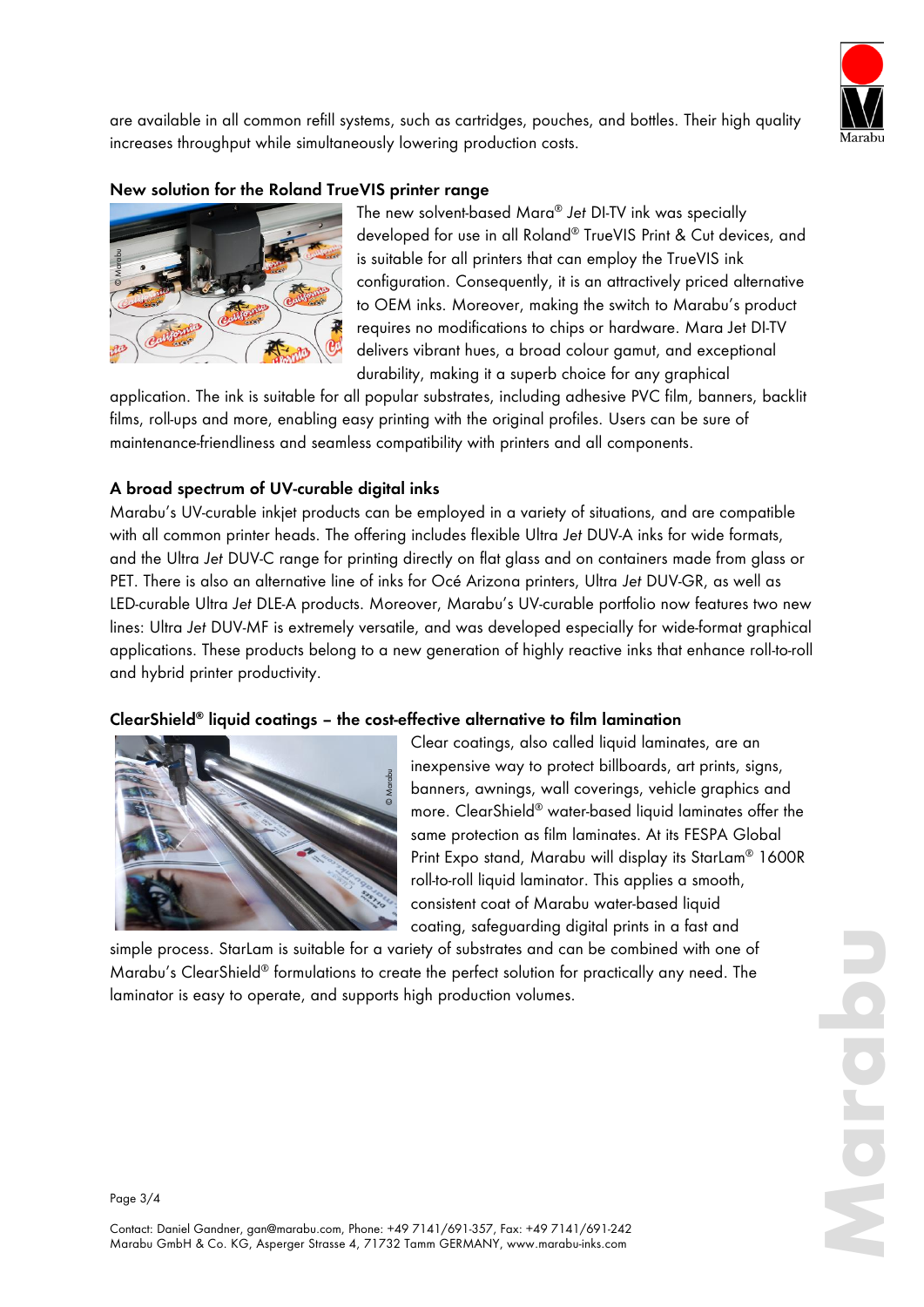are available in all common refill systems, such as cartridges, pouches, and bottles. Their high quality increases throughput while simultaneously lowering production costs.

**New solution for the Roland TrueVIS printer range**

The new solvent-based Mara® *Jet* DI-TV ink was specially developed for use in all Roland® TrueVIS Print & Cut devices, and is suitable for all printers that can employ the TrueVIS ink configuration. Consequently, it is an attractively priced alternative to OEM inks. Moreover, making the switch to Marabu's product requires no modifications to chips or hardware. Mara Jet DI-TV delivers vibrant hues, a broad colour gamut, and exceptional durability, making it a superb choice for any graphical application. The ink is suitable for all popular substrates, including adhesive PVC film, banners, backlit films, roll-ups and more, enabling easy printing with the original profiles. Users can be sure of maintenance-friendliness and seamless compatibility with printers and all components.

**A broad spectrum of UV-curable digital inks**

Marabu's UV-curable inkjet products can be employed in a variety of situations, and are compatible with all common printer heads. The offering includes flexible Ultra *Jet* DUV-A inks for wide formats, and the Ultra *Jet* DUV-C range for printing directly on flat glass and on containers made from glass or PET. There is also an alternative line of inks for Océ Arizona printers, Ultra *Jet* DUV-GR, as well as LED-curable Ultra *Jet* DLE-A products. Moreover, Marabu's UV-curable portfolio now features two new lines: Ultra *Jet* DUV-MF is extremely versatile, and was developed especially for wide-format graphical applications. These products belong to a new generation of highly reactive inks that enhance roll-to-roll and hybrid printer productivity.

**ClearShield® liquid coatings – the cost-effective alternative to film lamination**

Clear coatings, also called liquid laminates, are an inexpensive way to protect billboards, art prints, signs, banners, awnings, wall coverings, vehicle graphics and more. ClearShield® water-based liquid laminates offer the same protection as film laminates. At its FESPA Global Print Expo stand, Marabu will display its StarLam® 1600R roll-to-roll liquid laminator. This applies a smooth, consistent coat of Marabu water-based liquid coating, safeguarding digital prints in a fast and simple process. StarLam is suitable for a variety of substrates and can be combined with one of Marabu's ClearShield® formulations to create the perfect solution for practically any need. The laminator is easy to operate, and supports high production volumes.

Contact: Daniel Gandner, gan@marabu.com, Phone: +49 7141/691-357, Fax: +49 7141/691-242
Marabu GmbH & Co. KG, Asperger Strasse 4, 71732 Tamm GERMANY, www.marabu-inks.com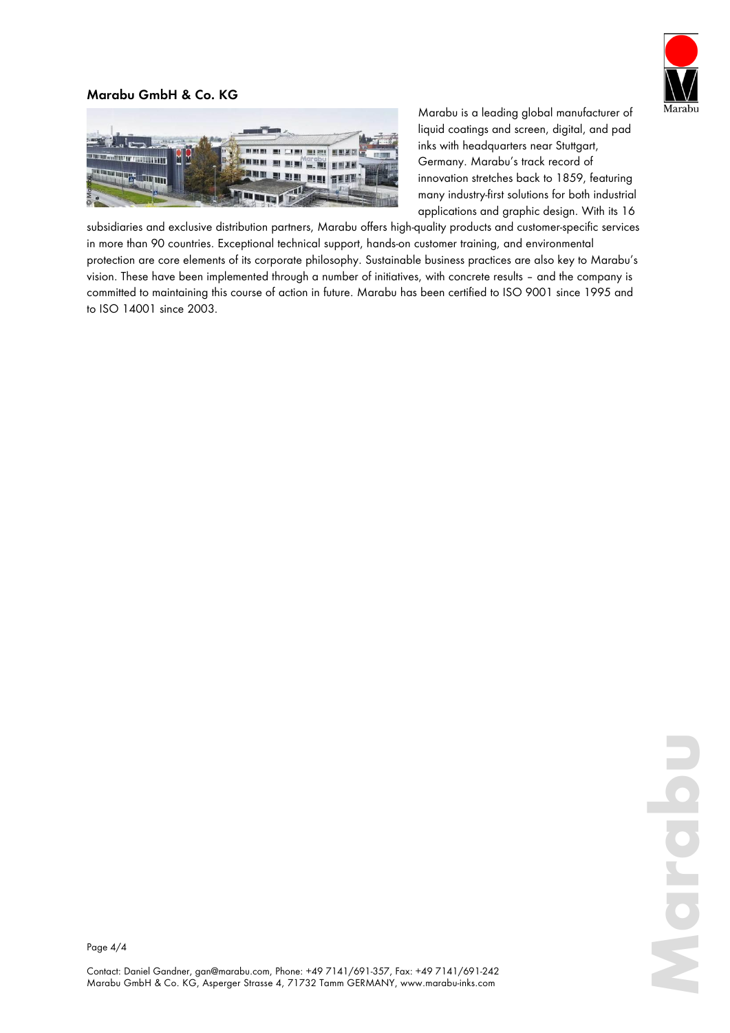## Marabu GmbH & Co. KG

Marabu is a leading global manufacturer of liquid coatings and screen, digital, and pad inks with headquarters near Stuttgart, Germany. Marabu's track record of innovation stretches back to 1859, featuring many industry-first solutions for both industrial applications and graphic design. With its 16 subsidiaries and exclusive distribution partners, Marabu offers high-quality products and customer-specific services in more than 90 countries. Exceptional technical support, hands-on customer training, and environmental protection are core elements of its corporate philosophy. Sustainable business practices are also key to Marabu's vision. These have been implemented through a number of initiatives, with concrete results – and the company is committed to maintaining this course of action in future. Marabu has been certified to ISO 9001 since 1995 and to ISO 14001 since 2003.

Contact: Daniel Gandner, gan@marabu.com, Phone: +49 7141/691-357, Fax: +49 7141/691-242
Marabu GmbH & Co. KG, Asperger Strasse 4, 71732 Tamm GERMANY, www.marabu-inks.com